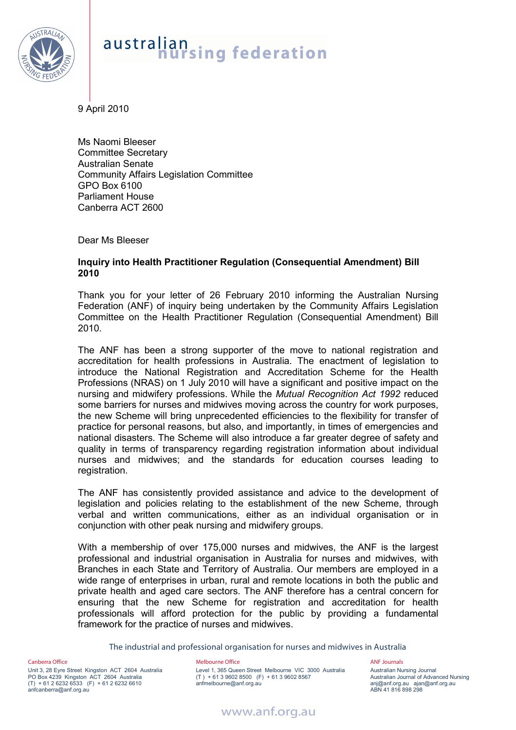australian nursing federation

9 April 2010

Ms Naomi Bleeser
Committee Secretary
Australian Senate
Community Affairs Legislation Committee
GPO Box 6100
Parliament House
Canberra ACT 2600

Dear Ms Bleeser

**Inquiry into Health Practitioner Regulation (Consequential Amendment) Bill 2010**

Thank you for your letter of 26 February 2010 informing the Australian Nursing Federation (ANF) of inquiry being undertaken by the Community Affairs Legislation Committee on the Health Practitioner Regulation (Consequential Amendment) Bill 2010.

The ANF has been a strong supporter of the move to national registration and accreditation for health professions in Australia. The enactment of legislation to introduce the National Registration and Accreditation Scheme for the Health Professions (NRAS) on 1 July 2010 will have a significant and positive impact on the nursing and midwifery professions. While the *Mutual Recognition Act 1992* reduced some barriers for nurses and midwives moving across the country for work purposes, the new Scheme will bring unprecedented efficiencies to the flexibility for transfer of practice for personal reasons, but also, and importantly, in times of emergencies and national disasters. The Scheme will also introduce a far greater degree of safety and quality in terms of transparency regarding registration information about individual nurses and midwives; and the standards for education courses leading to registration.

The ANF has consistently provided assistance and advice to the development of legislation and policies relating to the establishment of the new Scheme, through verbal and written communications, either as an individual organisation or in conjunction with other peak nursing and midwifery groups.

With a membership of over 175,000 nurses and midwives, the ANF is the largest professional and industrial organisation in Australia for nurses and midwives, with Branches in each State and Territory of Australia. Our members are employed in a wide range of enterprises in urban, rural and remote locations in both the public and private health and aged care sectors. The ANF therefore has a central concern for ensuring that the new Scheme for registration and accreditation for health professionals will afford protection for the public by providing a fundamental framework for the practice of nurses and midwives.

The industrial and professional organisation for nurses and midwives in Australia

Canberra Office
Unit 3, 28 Eyre Street Kingston ACT 2604 Australia
PO Box 4239 Kingston ACT 2604 Australia
(T) + 61 2 6232 6533 (F) + 61 2 6232 6610
anfcanberra@anf.org.au

Melbourne Office
Level 1, 365 Queen Street Melbourne VIC 3000 Australia
(T) + 61 3 9602 8500 (F) + 61 3 9602 8567
anfmelbourne@anf.org.au

ANF Journals
Australian Nursing Journal
Australian Journal of Advanced Nursing
anj@anf.org.au ajan@anf.org.au
ABN 41 816 898 298

www.anf.org.au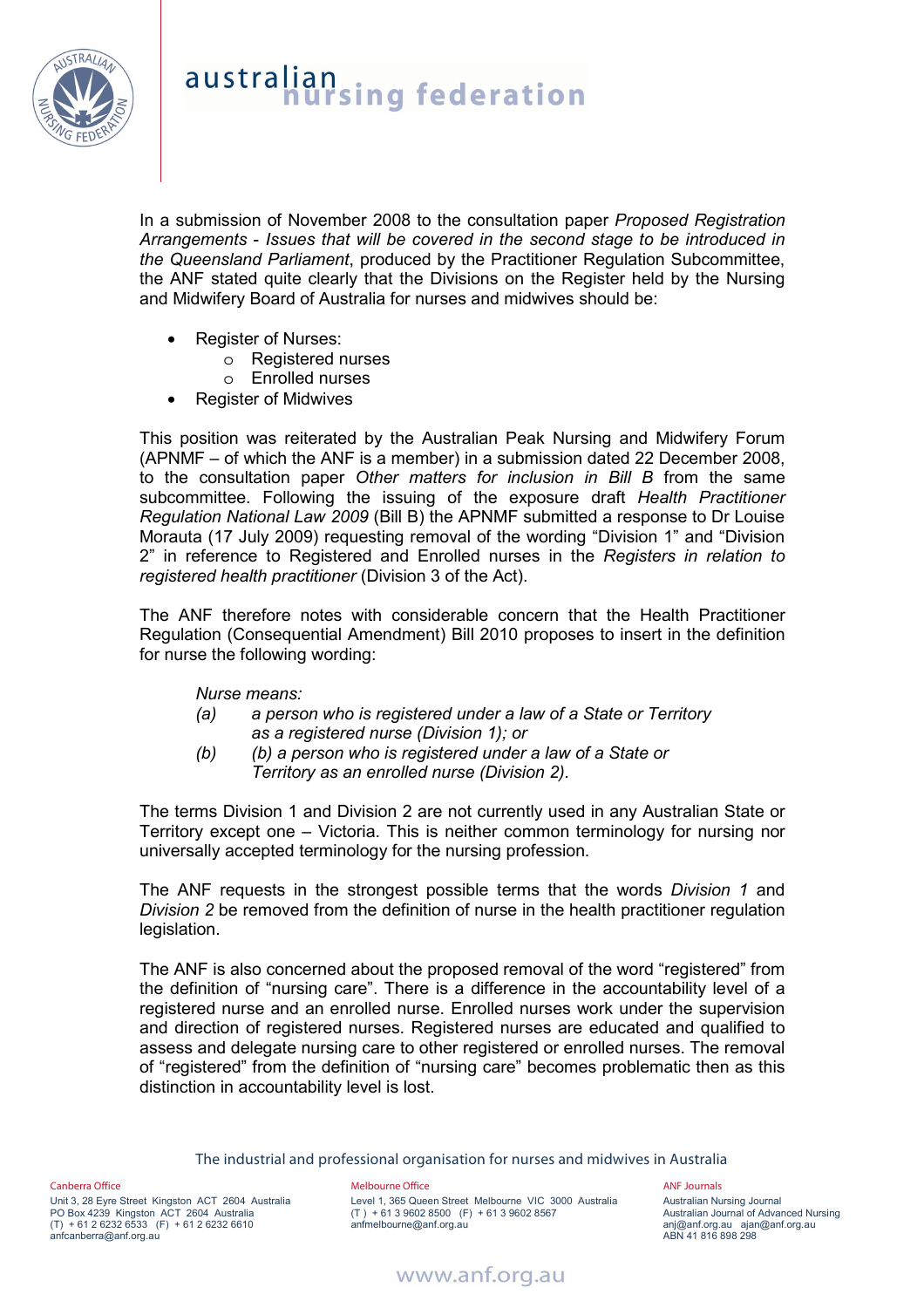In a submission of November 2008 to the consultation paper *Proposed Registration Arrangements - Issues that will be covered in the second stage to be introduced in the Queensland Parliament*, produced by the Practitioner Regulation Subcommittee, the ANF stated quite clearly that the Divisions on the Register held by the Nursing and Midwifery Board of Australia for nurses and midwives should be:

- Register of Nurses:
  - Registered nurses
  - Enrolled nurses
- Register of Midwives

This position was reiterated by the Australian Peak Nursing and Midwifery Forum (APNMF – of which the ANF is a member) in a submission dated 22 December 2008, to the consultation paper *Other matters for inclusion in Bill B* from the same subcommittee. Following the issuing of the exposure draft *Health Practitioner Regulation National Law 2009* (Bill B) the APNMF submitted a response to Dr Louise Morauta (17 July 2009) requesting removal of the wording "Division 1" and "Division 2" in reference to Registered and Enrolled nurses in the *Registers in relation to registered health practitioner* (Division 3 of the Act).

The ANF therefore notes with considerable concern that the Health Practitioner Regulation (Consequential Amendment) Bill 2010 proposes to insert in the definition for nurse the following wording:

> *Nurse means:*
>
> *(a)* *a person who is registered under a law of a State or Territory as a registered nurse (Division 1); or*
>
> *(b)* *(b) a person who is registered under a law of a State or Territory as an enrolled nurse (Division 2).*

The terms Division 1 and Division 2 are not currently used in any Australian State or Territory except one – Victoria. This is neither common terminology for nursing nor universally accepted terminology for the nursing profession.

The ANF requests in the strongest possible terms that the words *Division 1* and *Division 2* be removed from the definition of nurse in the health practitioner regulation legislation.

The ANF is also concerned about the proposed removal of the word "registered" from the definition of "nursing care". There is a difference in the accountability level of a registered nurse and an enrolled nurse. Enrolled nurses work under the supervision and direction of registered nurses. Registered nurses are educated and qualified to assess and delegate nursing care to other registered or enrolled nurses. The removal of "registered" from the definition of "nursing care" becomes problematic then as this distinction in accountability level is lost.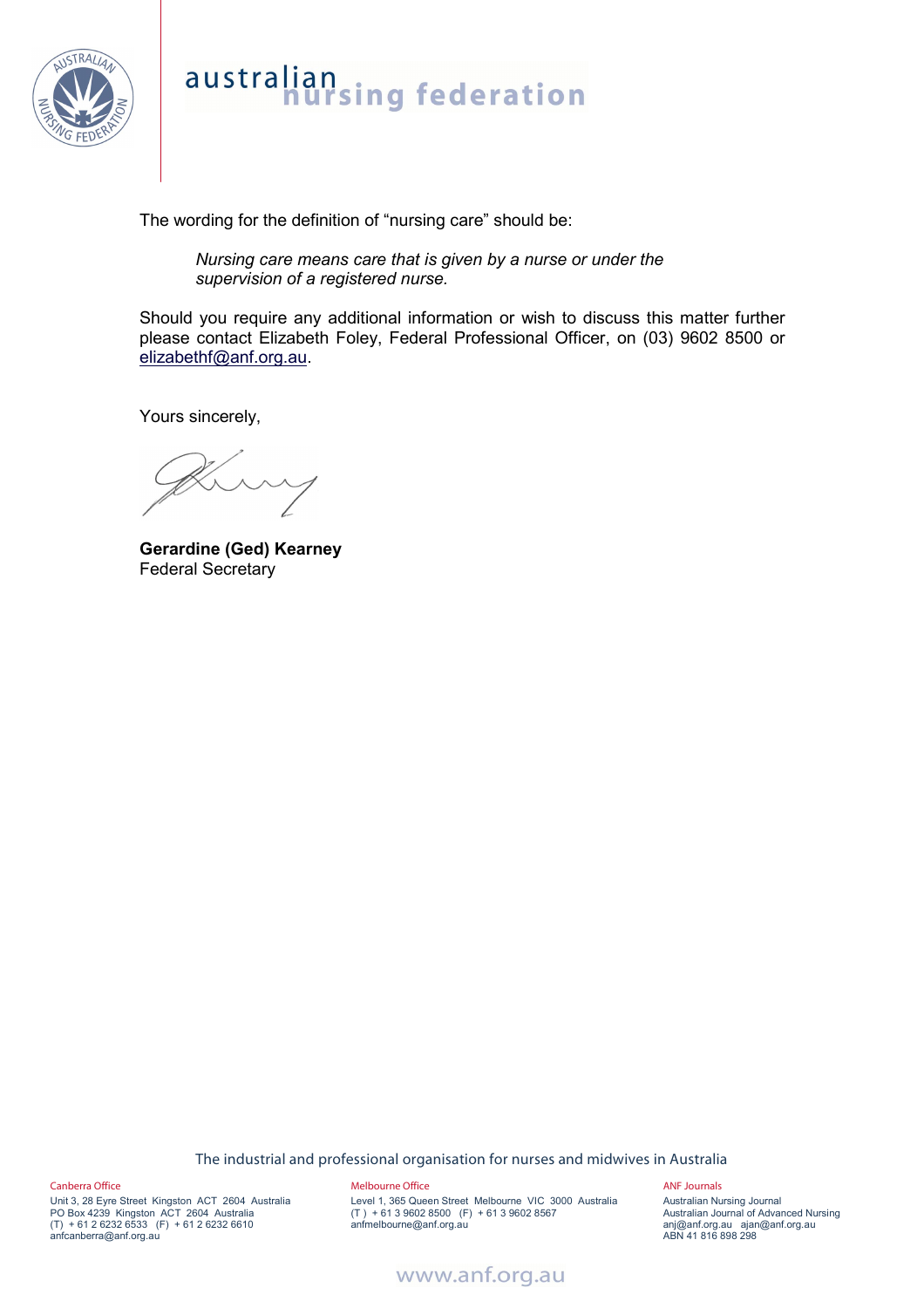The wording for the definition of "nursing care" should be:

> *Nursing care means care that is given by a nurse or under the supervision of a registered nurse.*

Should you require any additional information or wish to discuss this matter further please contact Elizabeth Foley, Federal Professional Officer, on (03) 9602 8500 or elizabethf@anf.org.au.

Yours sincerely,

**Gerardine (Ged) Kearney**
Federal Secretary